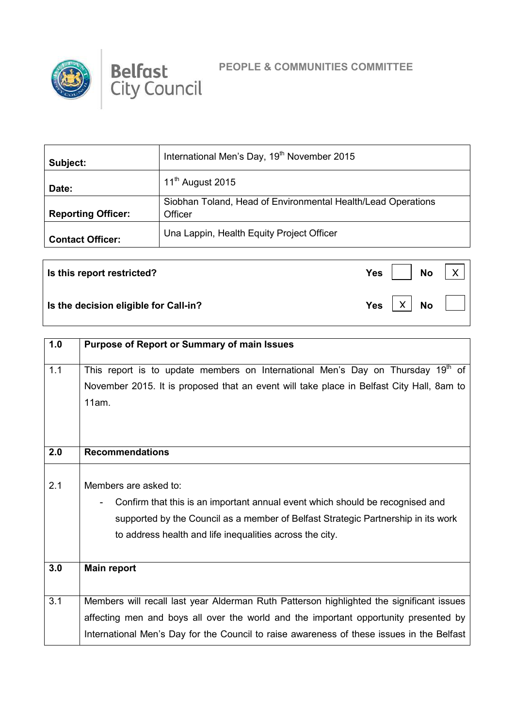**Belfast City Council**

**PEOPLE & COMMUNITIES COMMITTEE**

| | |
|---|---|
| **Subject:** | International Men's Day, 19th November 2015 |
| **Date:** | 11th August 2015 |
| **Reporting Officer:** | Siobhan Toland, Head of Environmental Health/Lead Operations Officer |
| **Contact Officer:** | Una Lappin, Health Equity Project Officer |

| | | | | |
|---|---|---|---|---|
| **Is this report restricted?** | **Yes** | | **No** | X |
| **Is the decision eligible for Call-in?** | **Yes** | X | **No** | |

| | |
|---|---|
| **1.0** | **Purpose of Report or Summary of main Issues** |
| 1.1 | This report is to update members on International Men's Day on Thursday 19th of November 2015. It is proposed that an event will take place in Belfast City Hall, 8am to 11am. |
| **2.0** | **Recommendations** |
| 2.1 | Members are asked to:<br>- Confirm that this is an important annual event which should be recognised and supported by the Council as a member of Belfast Strategic Partnership in its work to address health and life inequalities across the city. |
| **3.0** | **Main report** |
| 3.1 | Members will recall last year Alderman Ruth Patterson highlighted the significant issues affecting men and boys all over the world and the important opportunity presented by International Men's Day for the Council to raise awareness of these issues in the Belfast |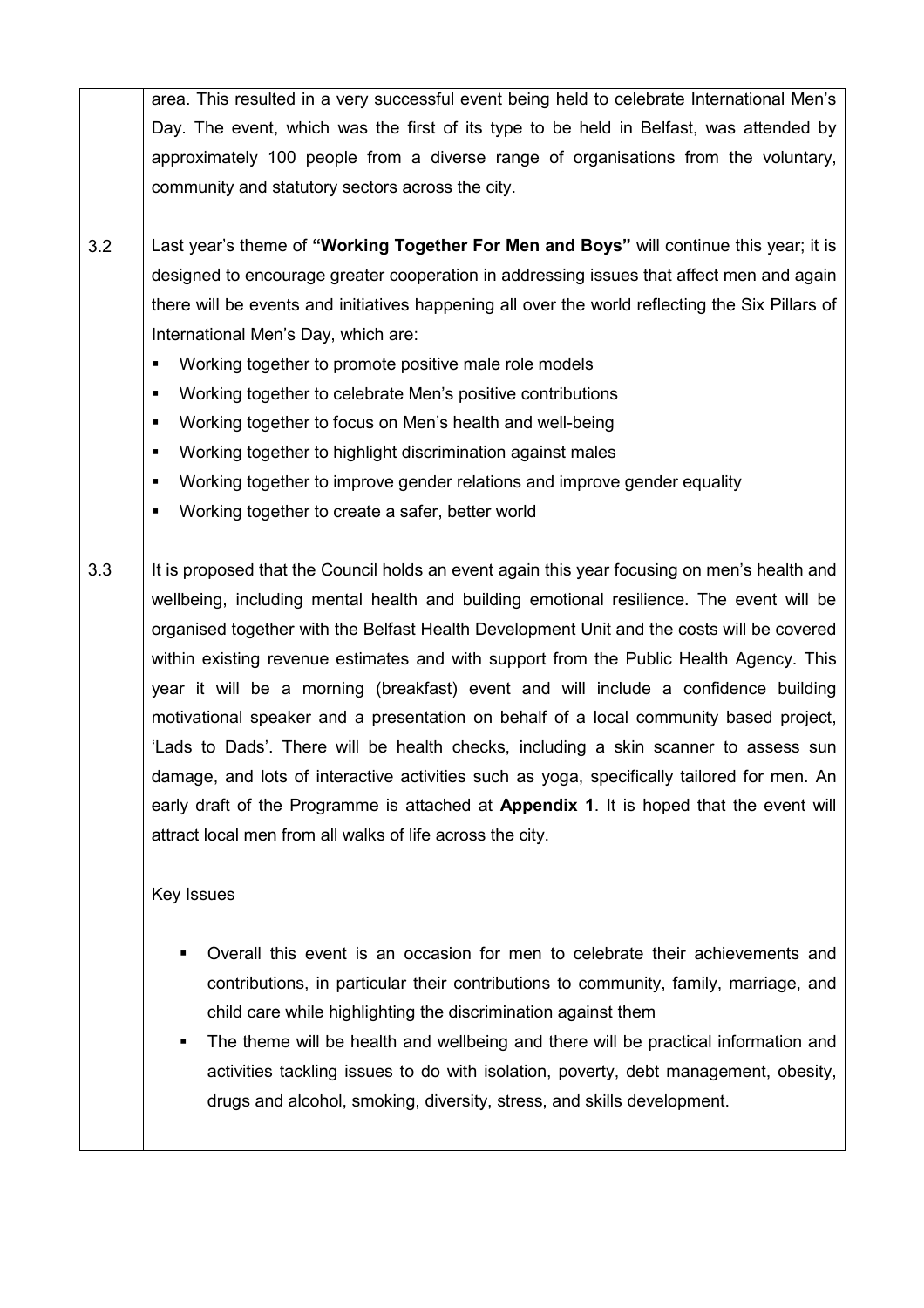area. This resulted in a very successful event being held to celebrate International Men's Day. The event, which was the first of its type to be held in Belfast, was attended by approximately 100 people from a diverse range of organisations from the voluntary, community and statutory sectors across the city.

3.2 Last year's theme of **"Working Together For Men and Boys"** will continue this year; it is designed to encourage greater cooperation in addressing issues that affect men and again there will be events and initiatives happening all over the world reflecting the Six Pillars of International Men's Day, which are:

- Working together to promote positive male role models
- Working together to celebrate Men's positive contributions
- Working together to focus on Men's health and well-being
- Working together to highlight discrimination against males
- Working together to improve gender relations and improve gender equality
- Working together to create a safer, better world

3.3 It is proposed that the Council holds an event again this year focusing on men's health and wellbeing, including mental health and building emotional resilience. The event will be organised together with the Belfast Health Development Unit and the costs will be covered within existing revenue estimates and with support from the Public Health Agency. This year it will be a morning (breakfast) event and will include a confidence building motivational speaker and a presentation on behalf of a local community based project, 'Lads to Dads'. There will be health checks, including a skin scanner to assess sun damage, and lots of interactive activities such as yoga, specifically tailored for men. An early draft of the Programme is attached at **Appendix 1**. It is hoped that the event will attract local men from all walks of life across the city.

Key Issues

- Overall this event is an occasion for men to celebrate their achievements and contributions, in particular their contributions to community, family, marriage, and child care while highlighting the discrimination against them
- The theme will be health and wellbeing and there will be practical information and activities tackling issues to do with isolation, poverty, debt management, obesity, drugs and alcohol, smoking, diversity, stress, and skills development.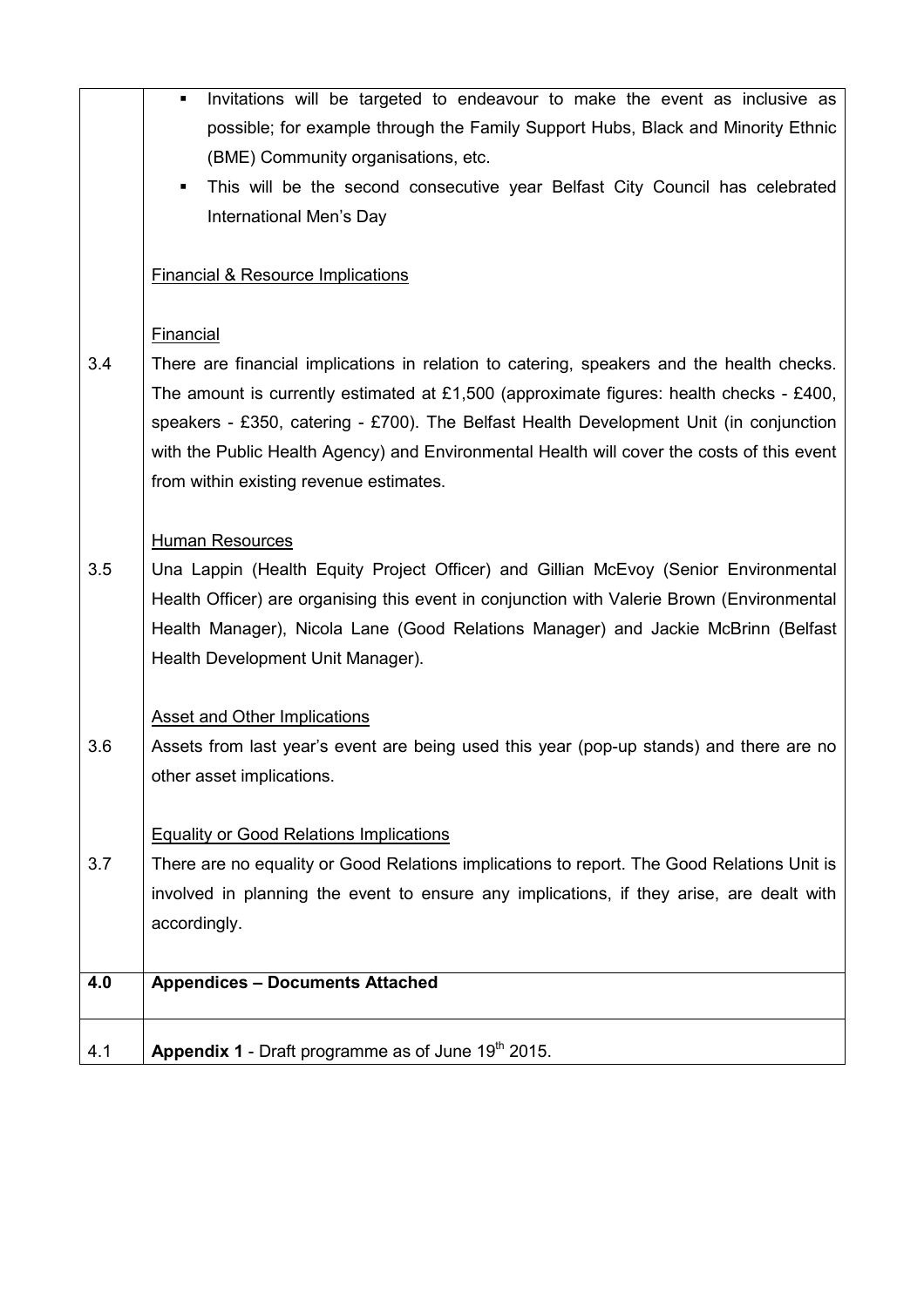- Invitations will be targeted to endeavour to make the event as inclusive as possible; for example through the Family Support Hubs, Black and Minority Ethnic (BME) Community organisations, etc.
- This will be the second consecutive year Belfast City Council has celebrated International Men's Day

Financial & Resource Implications

Financial

3.4 There are financial implications in relation to catering, speakers and the health checks. The amount is currently estimated at £1,500 (approximate figures: health checks - £400, speakers - £350, catering - £700). The Belfast Health Development Unit (in conjunction with the Public Health Agency) and Environmental Health will cover the costs of this event from within existing revenue estimates.

Human Resources

3.5 Una Lappin (Health Equity Project Officer) and Gillian McEvoy (Senior Environmental Health Officer) are organising this event in conjunction with Valerie Brown (Environmental Health Manager), Nicola Lane (Good Relations Manager) and Jackie McBrinn (Belfast Health Development Unit Manager).

Asset and Other Implications

3.6 Assets from last year's event are being used this year (pop-up stands) and there are no other asset implications.

Equality or Good Relations Implications

3.7 There are no equality or Good Relations implications to report. The Good Relations Unit is involved in planning the event to ensure any implications, if they arise, are dealt with accordingly.

**4.0 Appendices – Documents Attached**

4.1 **Appendix 1** - Draft programme as of June 19th 2015.